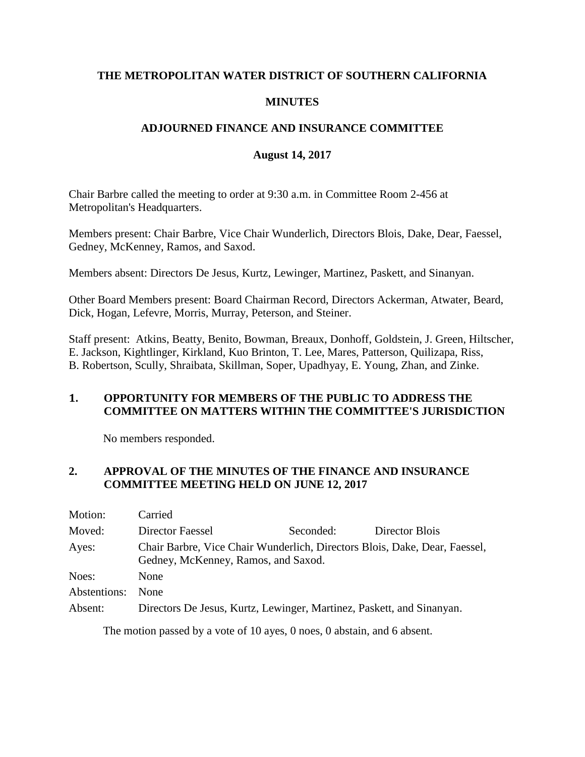# THE METROPOLITAN WATER DISTRICT OF SOUTHERN CALIFORNIA

## MINUTES

## ADJOURNED FINANCE AND INSURANCE COMMITTEE

**August 14, 2017**

Chair Barbre called the meeting to order at 9:30 a.m. in Committee Room 2-456 at Metropolitan's Headquarters.

Members present: Chair Barbre, Vice Chair Wunderlich, Directors Blois, Dake, Dear, Faessel, Gedney, McKenney, Ramos, and Saxod.

Members absent: Directors De Jesus, Kurtz, Lewinger, Martinez, Paskett, and Sinanyan.

Other Board Members present: Board Chairman Record, Directors Ackerman, Atwater, Beard, Dick, Hogan, Lefevre, Morris, Murray, Peterson, and Steiner.

Staff present: Atkins, Beatty, Benito, Bowman, Breaux, Donhoff, Goldstein, J. Green, Hiltscher, E. Jackson, Kightlinger, Kirkland, Kuo Brinton, T. Lee, Mares, Patterson, Quilizapa, Riss, B. Robertson, Scully, Shraibata, Skillman, Soper, Upadhyay, E. Young, Zhan, and Zinke.

### 1. OPPORTUNITY FOR MEMBERS OF THE PUBLIC TO ADDRESS THE COMMITTEE ON MATTERS WITHIN THE COMMITTEE'S JURISDICTION

No members responded.

### 2. APPROVAL OF THE MINUTES OF THE FINANCE AND INSURANCE COMMITTEE MEETING HELD ON JUNE 12, 2017

| | | | |
|---|---|---|---|
| Motion: | Carried | | |
| Moved: | Director Faessel | Seconded: | Director Blois |
| Ayes: | Chair Barbre, Vice Chair Wunderlich, Directors Blois, Dake, Dear, Faessel, Gedney, McKenney, Ramos, and Saxod. | | |
| Noes: | None | | |
| Abstentions: | None | | |
| Absent: | Directors De Jesus, Kurtz, Lewinger, Martinez, Paskett, and Sinanyan. | | |

The motion passed by a vote of 10 ayes, 0 noes, 0 abstain, and 6 absent.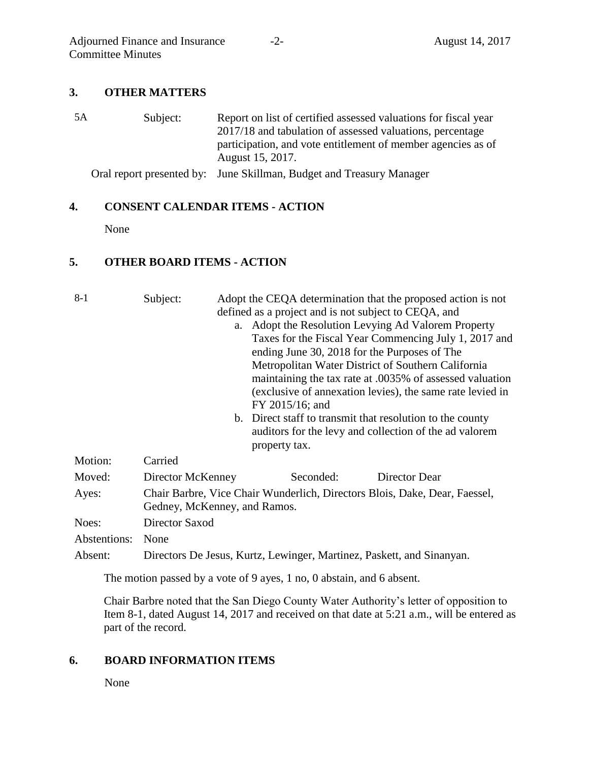## 3. OTHER MATTERS

| | | |
|---|---|---|
| 5A | Subject: | Report on list of certified assessed valuations for fiscal year 2017/18 and tabulation of assessed valuations, percentage participation, and vote entitlement of member agencies as of August 15, 2017. |
| | Oral report presented by: | June Skillman, Budget and Treasury Manager |

## 4. CONSENT CALENDAR ITEMS - ACTION

None

## 5. OTHER BOARD ITEMS - ACTION

8-1 Subject: Adopt the CEQA determination that the proposed action is not defined as a project and is not subject to CEQA, and

a. Adopt the Resolution Levying Ad Valorem Property Taxes for the Fiscal Year Commencing July 1, 2017 and ending June 30, 2018 for the Purposes of The Metropolitan Water District of Southern California maintaining the tax rate at .0035% of assessed valuation (exclusive of annexation levies), the same rate levied in FY 2015/16; and
b. Direct staff to transmit that resolution to the county auditors for the levy and collection of the ad valorem property tax.

| | |
|---|---|
| Motion: | Carried |
| Moved: | Director McKenney Seconded: Director Dear |
| Ayes: | Chair Barbre, Vice Chair Wunderlich, Directors Blois, Dake, Dear, Faessel, Gedney, McKenney, and Ramos. |
| Noes: | Director Saxod |
| Abstentions: | None |
| Absent: | Directors De Jesus, Kurtz, Lewinger, Martinez, Paskett, and Sinanyan. |

The motion passed by a vote of 9 ayes, 1 no, 0 abstain, and 6 absent.

Chair Barbre noted that the San Diego County Water Authority's letter of opposition to Item 8-1, dated August 14, 2017 and received on that date at 5:21 a.m., will be entered as part of the record.

## 6. BOARD INFORMATION ITEMS

None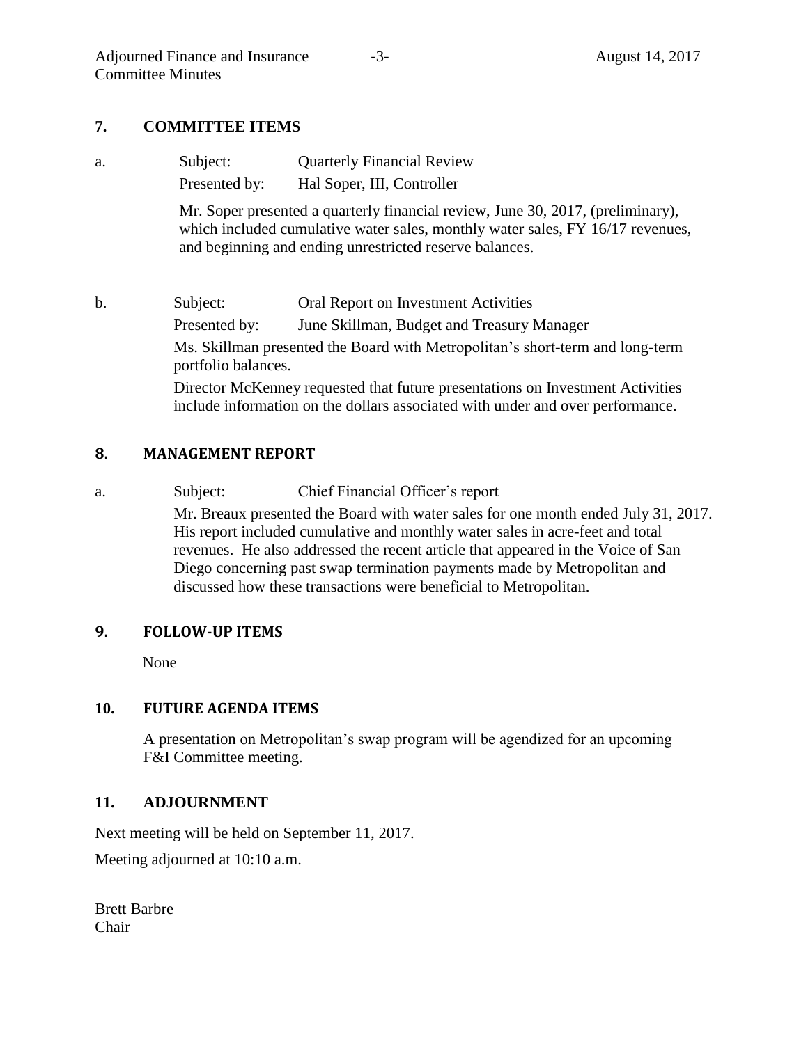## 7. COMMITTEE ITEMS

a. Subject: Quarterly Financial Review

Presented by: Hal Soper, III, Controller

Mr. Soper presented a quarterly financial review, June 30, 2017, (preliminary), which included cumulative water sales, monthly water sales, FY 16/17 revenues, and beginning and ending unrestricted reserve balances.

b. Subject: Oral Report on Investment Activities

Presented by: June Skillman, Budget and Treasury Manager

Ms. Skillman presented the Board with Metropolitan's short-term and long-term portfolio balances.

Director McKenney requested that future presentations on Investment Activities include information on the dollars associated with under and over performance.

## 8. MANAGEMENT REPORT

a. Subject: Chief Financial Officer's report

Mr. Breaux presented the Board with water sales for one month ended July 31, 2017. His report included cumulative and monthly water sales in acre-feet and total revenues. He also addressed the recent article that appeared in the Voice of San Diego concerning past swap termination payments made by Metropolitan and discussed how these transactions were beneficial to Metropolitan.

## 9. FOLLOW-UP ITEMS

None

## 10. FUTURE AGENDA ITEMS

A presentation on Metropolitan's swap program will be agendized for an upcoming F&I Committee meeting.

## 11. ADJOURNMENT

Next meeting will be held on September 11, 2017.

Meeting adjourned at 10:10 a.m.

Brett Barbre
Chair